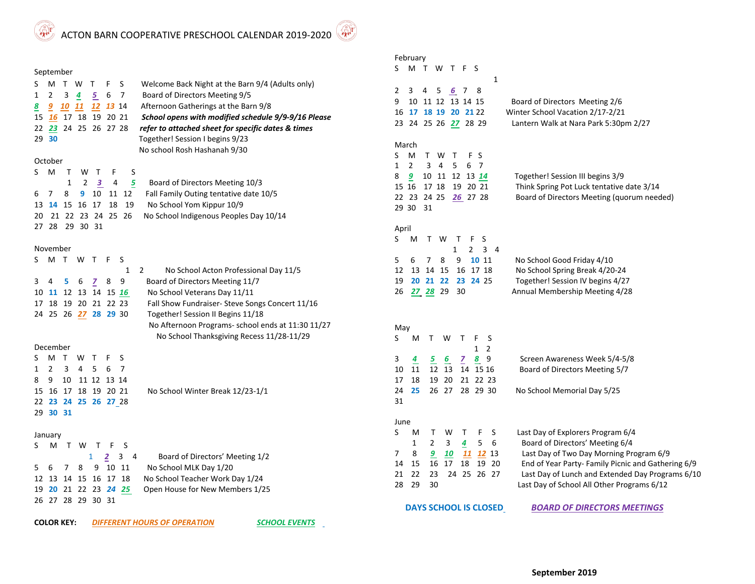# ACTON BARN COOPERATIVE PRESCHOOL CALENDAR 2019-2020

## September

| S | M | T | W | T | F | S |
|---|---|---|---|---|---|---|
| 1 | 2 | 3 | 4 | 5 | 6 | 7 |
| 8 | 9 | 10 | 11 | 12 | 13 | 14 |
| 15 | 16 | 17 | 18 | 19 | 20 | 21 |
| 22 | 23 | 24 | 25 | 26 | 27 | 28 |
| 29 | 30 | | | | | |

- Welcome Back Night at the Barn 9/4 (Adults only)
- Board of Directors Meeting 9/5
- Afternoon Gatherings at the Barn 9/8
- ***School opens with modified schedule 9/9-9/16 Please refer to attached sheet for specific dates & times***
- Together! Session I begins 9/23
- No school Rosh Hashanah 9/30

## October

| S | M | T | W | T | F | S |
|---|---|---|---|---|---|---|
| | | 1 | 2 | 3 | 4 | 5 |
| 6 | 7 | 8 | 9 | 10 | 11 | 12 |
| 13 | 14 | 15 | 16 | 17 | 18 | 19 |
| 20 | 21 | 22 | 23 | 24 | 25 | 26 |
| 27 | 28 | 29 | 30 | 31 | | |

- Board of Directors Meeting 10/3
- Fall Family Outing tentative date 10/5
- No School Yom Kippur 10/9
- No School Indigenous Peoples Day 10/14

## November

| S | M | T | W | T | F | S |
|---|---|---|---|---|---|---|
| | | | | | 1 | 2 |
| 3 | 4 | 5 | 6 | 7 | 8 | 9 |
| 10 | 11 | 12 | 13 | 14 | 15 | 16 |
| 17 | 18 | 19 | 20 | 21 | 22 | 23 |
| 24 | 25 | 26 | 27 | 28 | 29 | 30 |

- No School Acton Professional Day 11/5
- Board of Directors Meeting 11/7
- No School Veterans Day 11/11
- Fall Show Fundraiser- Steve Songs Concert 11/16
- Together! Session II Begins 11/18
- No Afternoon Programs- school ends at 11:30 11/27
- No School Thanksgiving Recess 11/28-11/29

## December

| S | M | T | W | T | F | S |
|---|---|---|---|---|---|---|
| 1 | 2 | 3 | 4 | 5 | 6 | 7 |
| 8 | 9 | 10 | 11 | 12 | 13 | 14 |
| 15 | 16 | 17 | 18 | 19 | 20 | 21 |
| 22 | 23 | 24 | 25 | 26 | 27 | 28 |
| 29 | 30 | 31 | | | | |

- No School Winter Break 12/23-1/1

## January

| S | M | T | W | T | F | S |
|---|---|---|---|---|---|---|
| | | | 1 | 2 | 3 | 4 |
| 5 | 6 | 7 | 8 | 9 | 10 | 11 |
| 12 | 13 | 14 | 15 | 16 | 17 | 18 |
| 19 | 20 | 21 | 22 | 23 | 24 | 25 |
| 26 | 27 | 28 | 29 | 30 | 31 | |

- Board of Directors' Meeting 1/2
- No School MLK Day 1/20
- No School Teacher Work Day 1/24
- Open House for New Members 1/25

## February

| S | M | T | W | T | F | S |
|---|---|---|---|---|---|---|
| | | | | | | 1 |
| 2 | 3 | 4 | 5 | 6 | 7 | 8 |
| 9 | 10 | 11 | 12 | 13 | 14 | 15 |
| 16 | 17 | 18 | 19 | 20 | 21 | 22 |
| 23 | 24 | 25 | 26 | 27 | 28 | 29 |

- Board of Directors Meeting 2/6
- Winter School Vacation 2/17-2/21
- Lantern Walk at Nara Park 5:30pm 2/27

## March

| S | M | T | W | T | F | S |
|---|---|---|---|---|---|---|
| 1 | 2 | 3 | 4 | 5 | 6 | 7 |
| 8 | 9 | 10 | 11 | 12 | 13 | 14 |
| 15 | 16 | 17 | 18 | 19 | 20 | 21 |
| 22 | 23 | 24 | 25 | 26 | 27 | 28 |
| 29 | 30 | 31 | | | | |

- Together! Session III begins 3/9
- Think Spring Pot Luck tentative date 3/14
- Board of Directors Meeting (quorum needed)

## April

| S | M | T | W | T | F | S |
|---|---|---|---|---|---|---|
| | | | 1 | 2 | 3 | 4 |
| 5 | 6 | 7 | 8 | 9 | 10 | 11 |
| 12 | 13 | 14 | 15 | 16 | 17 | 18 |
| 19 | 20 | 21 | 22 | 23 | 24 | 25 |
| 26 | 27 | 28 | 29 | 30 | | |

- No School Good Friday 4/10
- No School Spring Break 4/20-24
- Together! Session IV begins 4/27
- Annual Membership Meeting 4/28

## May

| S | M | T | W | T | F | S |
|---|---|---|---|---|---|---|
| | | | | | 1 | 2 |
| 3 | 4 | 5 | 6 | 7 | 8 | 9 |
| 10 | 11 | 12 | 13 | 14 | 15 | 16 |
| 17 | 18 | 19 | 20 | 21 | 22 | 23 |
| 24 | 25 | 26 | 27 | 28 | 29 | 30 |
| 31 | | | | | | |

- Screen Awareness Week 5/4-5/8
- Board of Directors Meeting 5/7
- No School Memorial Day 5/25

## June

| S | M | T | W | T | F | S |
|---|---|---|---|---|---|---|
| | 1 | 2 | 3 | 4 | 5 | 6 |
| 7 | 8 | 9 | 10 | 11 | 12 | 13 |
| 14 | 15 | 16 | 17 | 18 | 19 | 20 |
| 21 | 22 | 23 | 24 | 25 | 26 | 27 |
| 28 | 29 | 30 | | | | |

- Last Day of Explorers Program 6/4
- Board of Directors' Meeting 6/4
- Last Day of Two Day Morning Program 6/9
- End of Year Party- Family Picnic and Gathering 6/9
- Last Day of Lunch and Extended Day Programs 6/10
- Last Day of School All Other Programs 6/12

**COLOR KEY:** ***DIFFERENT HOURS OF OPERATION*** ***SCHOOL EVENTS*** **DAYS SCHOOL IS CLOSED** ***BOARD OF DIRECTORS MEETINGS***

**September 2019**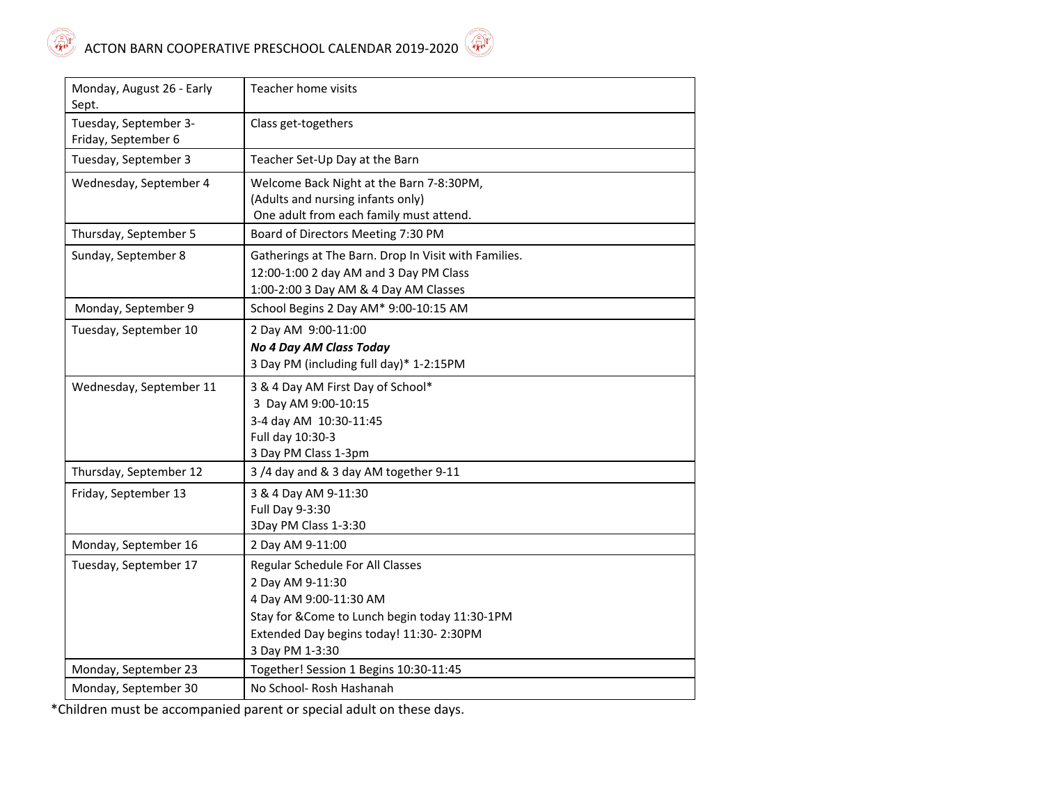# ACTON BARN COOPERATIVE PRESCHOOL CALENDAR 2019-2020

| | |
|---|---|
| Monday, August 26 - Early Sept. | Teacher home visits |
| Tuesday, September 3- Friday, September 6 | Class get-togethers |
| Tuesday, September 3 | Teacher Set-Up Day at the Barn |
| Wednesday, September 4 | Welcome Back Night at the Barn 7-8:30PM,<br>(Adults and nursing infants only)<br>One adult from each family must attend. |
| Thursday, September 5 | Board of Directors Meeting 7:30 PM |
| Sunday, September 8 | Gatherings at The Barn. Drop In Visit with Families.<br>12:00-1:00 2 day AM and 3 Day PM Class<br>1:00-2:00 3 Day AM & 4 Day AM Classes |
| Monday, September 9 | School Begins 2 Day AM* 9:00-10:15 AM |
| Tuesday, September 10 | 2 Day AM 9:00-11:00<br>***No 4 Day AM Class Today***<br>3 Day PM (including full day)* 1-2:15PM |
| Wednesday, September 11 | 3 & 4 Day AM First Day of School*<br>3 Day AM 9:00-10:15<br>3-4 day AM 10:30-11:45<br>Full day 10:30-3<br>3 Day PM Class 1-3pm |
| Thursday, September 12 | 3 /4 day and & 3 day AM together 9-11 |
| Friday, September 13 | 3 & 4 Day AM 9-11:30<br>Full Day 9-3:30<br>3Day PM Class 1-3:30 |
| Monday, September 16 | 2 Day AM 9-11:00 |
| Tuesday, September 17 | Regular Schedule For All Classes<br>2 Day AM 9-11:30<br>4 Day AM 9:00-11:30 AM<br>Stay for &Come to Lunch begin today 11:30-1PM<br>Extended Day begins today! 11:30- 2:30PM<br>3 Day PM 1-3:30 |
| Monday, September 23 | Together! Session 1 Begins 10:30-11:45 |
| Monday, September 30 | No School- Rosh Hashanah |

*Children must be accompanied parent or special adult on these days.